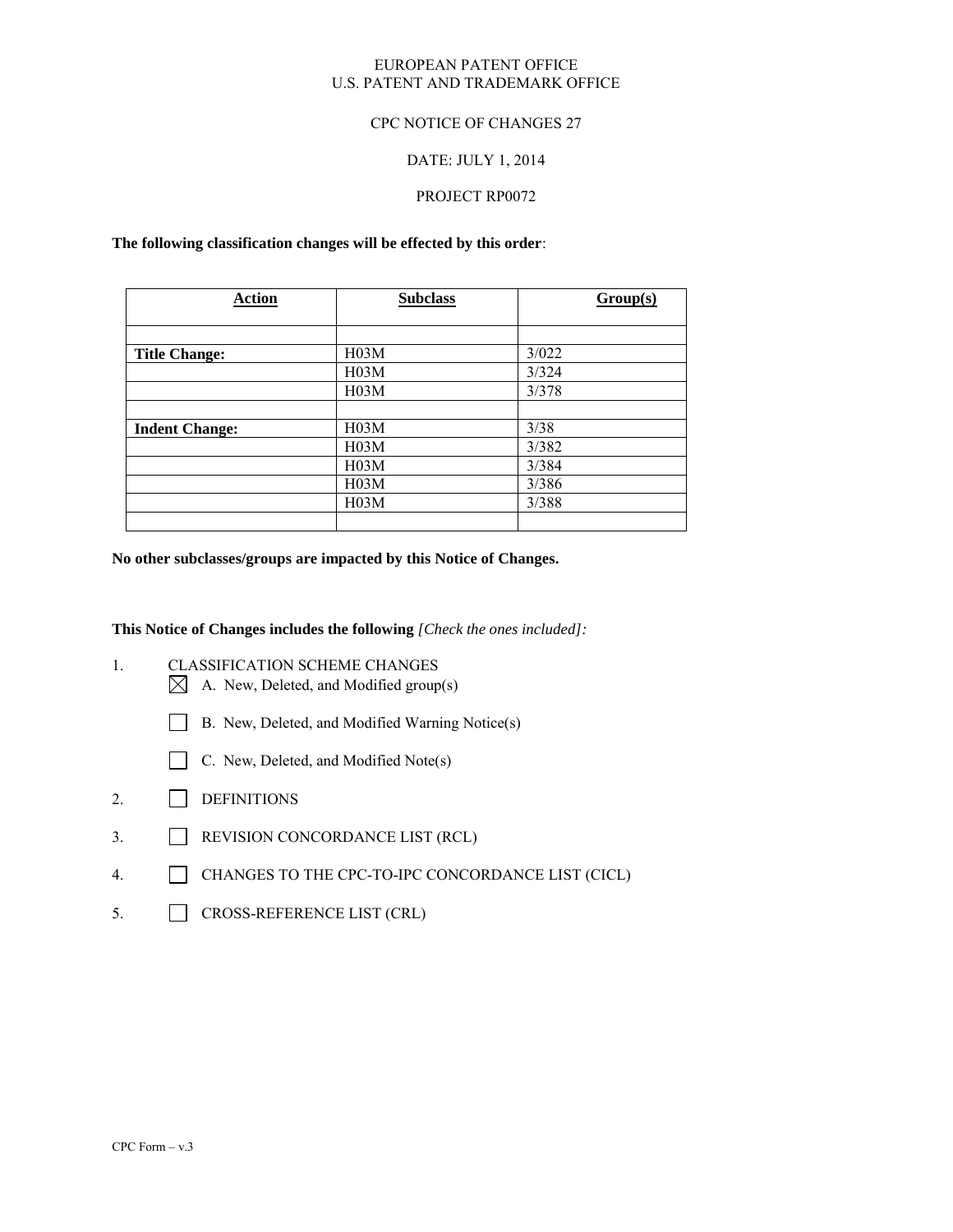EUROPEAN PATENT OFFICE
U.S. PATENT AND TRADEMARK OFFICE

CPC NOTICE OF CHANGES 27

DATE: JULY 1, 2014

PROJECT RP0072

**The following classification changes will be effected by this order**:

| Action | Subclass | Group(s) |
|---|---|---|
| | | |
| **Title Change:** | H03M | 3/022 |
| | H03M | 3/324 |
| | H03M | 3/378 |
| | | |
| **Indent Change:** | H03M | 3/38 |
| | H03M | 3/382 |
| | H03M | 3/384 |
| | H03M | 3/386 |
| | H03M | 3/388 |
| | | |

**No other subclasses/groups are impacted by this Notice of Changes.**

**This Notice of Changes includes the following** *[Check the ones included]:*

1. CLASSIFICATION SCHEME CHANGES
   - ☒ A. New, Deleted, and Modified group(s)
   - ☐ B. New, Deleted, and Modified Warning Notice(s)
   - ☐ C. New, Deleted, and Modified Note(s)
2. ☐ DEFINITIONS
3. ☐ REVISION CONCORDANCE LIST (RCL)
4. ☐ CHANGES TO THE CPC-TO-IPC CONCORDANCE LIST (CICL)
5. ☐ CROSS-REFERENCE LIST (CRL)

CPC Form – v.3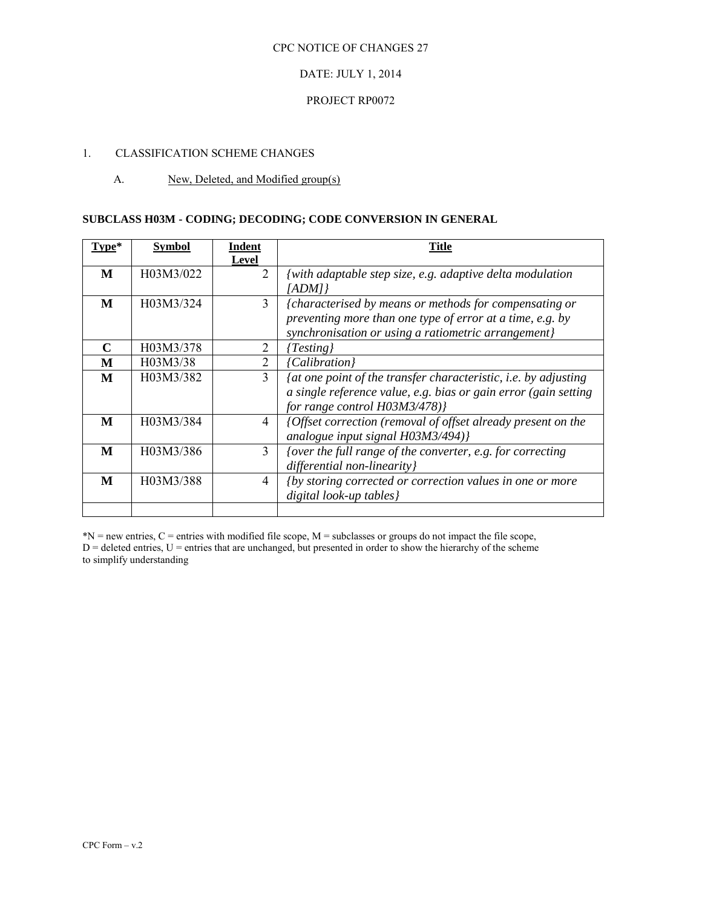CPC NOTICE OF CHANGES 27

DATE: JULY 1, 2014

PROJECT RP0072

1. CLASSIFICATION SCHEME CHANGES

A. New, Deleted, and Modified group(s)

**SUBCLASS H03M - CODING; DECODING; CODE CONVERSION IN GENERAL**

| Type* | Symbol | Indent Level | Title |
|---|---|---|---|
| **M** | H03M3/022 | 2 | *{with adaptable step size, e.g. adaptive delta modulation [ADM]}* |
| **M** | H03M3/324 | 3 | *{characterised by means or methods for compensating or preventing more than one type of error at a time, e.g. by synchronisation or using a ratiometric arrangement}* |
| **C** | H03M3/378 | 2 | *{Testing}* |
| **M** | H03M3/38 | 2 | *{Calibration}* |
| **M** | H03M3/382 | 3 | *{at one point of the transfer characteristic, i.e. by adjusting a single reference value, e.g. bias or gain error (gain setting for range control H03M3/478)}* |
| **M** | H03M3/384 | 4 | *{Offset correction (removal of offset already present on the analogue input signal H03M3/494)}* |
| **M** | H03M3/386 | 3 | *{over the full range of the converter, e.g. for correcting differential non-linearity}* |
| **M** | H03M3/388 | 4 | *{by storing corrected or correction values in one or more digital look-up tables}* |
| | | | |

*N = new entries, C = entries with modified file scope, M = subclasses or groups do not impact the file scope, D = deleted entries, U = entries that are unchanged, but presented in order to show the hierarchy of the scheme to simplify understanding